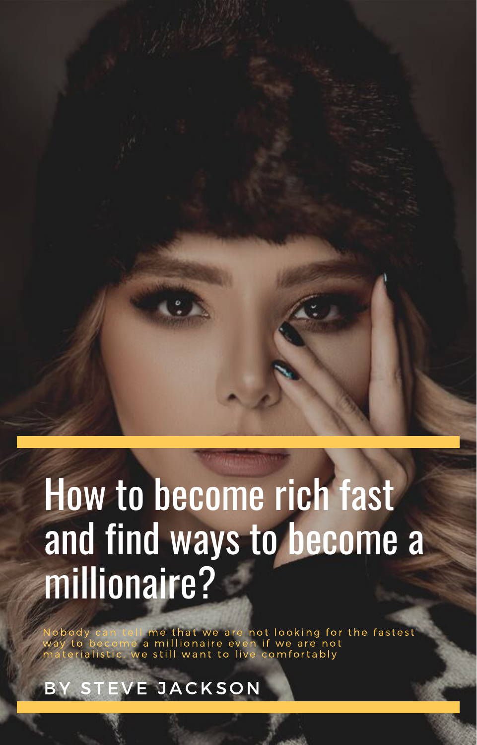# How to become rich fast and find ways to become a millionaire?

Nobody can tell me that we are not looking for the fastest way to become a millionaire even if we are not materialistic, we still want to live comfortably

BY STEVE JACKSON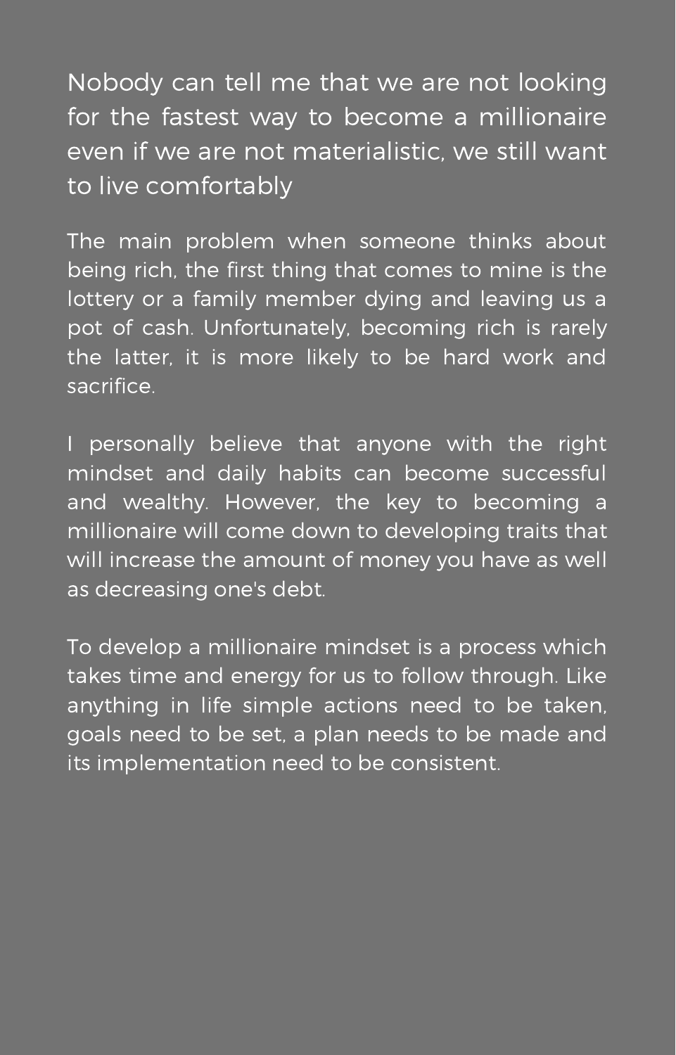Nobody can tell me that we are not looking for the fastest way to become a millionaire even if we are not materialistic, we still want to live comfortably

The main problem when someone thinks about being rich, the first thing that comes to mine is the lottery or a family member dying and leaving us a pot of cash. Unfortunately, becoming rich is rarely the latter, it is more likely to be hard work and sacrifice.

I personally believe that anyone with the right mindset and daily habits can become successful and wealthy. However, the key to becoming a millionaire will come down to developing traits that will increase the amount of money you have as well as decreasing one's debt.

To develop a millionaire mindset is a process which takes time and energy for us to follow through. Like anything in life simple actions need to be taken, goals need to be set, a plan needs to be made and its implementation need to be consistent.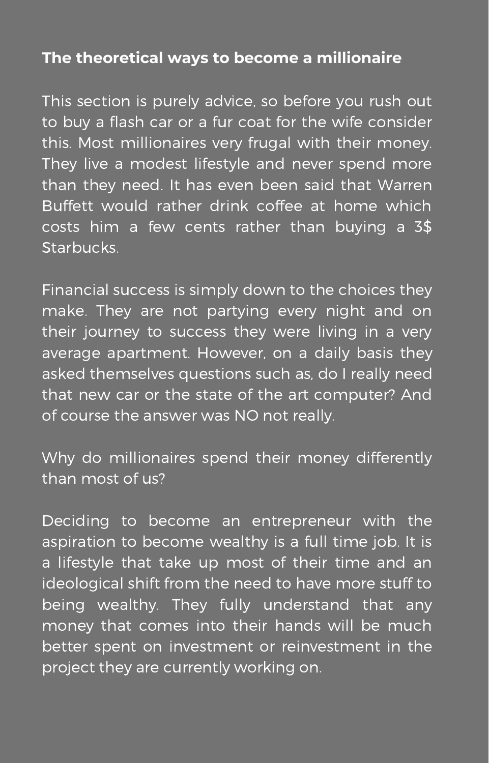**The theoretical ways to become a millionaire**

This section is purely advice, so before you rush out to buy a flash car or a fur coat for the wife consider this. Most millionaires very frugal with their money. They live a modest lifestyle and never spend more than they need. It has even been said that Warren Buffett would rather drink coffee at home which costs him a few cents rather than buying a 3$ Starbucks.

Financial success is simply down to the choices they make. They are not partying every night and on their journey to success they were living in a very average apartment. However, on a daily basis they asked themselves questions such as, do I really need that new car or the state of the art computer? And of course the answer was NO not really.

Why do millionaires spend their money differently than most of us?

Deciding to become an entrepreneur with the aspiration to become wealthy is a full time job. It is a lifestyle that take up most of their time and an ideological shift from the need to have more stuff to being wealthy. They fully understand that any money that comes into their hands will be much better spent on investment or reinvestment in the project they are currently working on.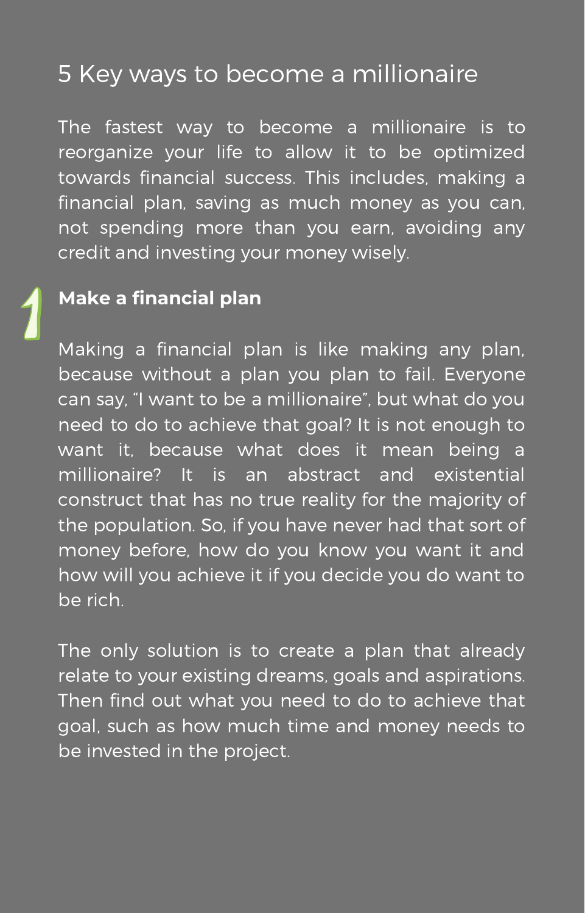# 5 Key ways to become a millionaire

The fastest way to become a millionaire is to reorganize your life to allow it to be optimized towards financial success. This includes, making a financial plan, saving as much money as you can, not spending more than you earn, avoiding any credit and investing your money wisely.

## 1 **Make a financial plan**

Making a financial plan is like making any plan, because without a plan you plan to fail. Everyone can say, "I want to be a millionaire", but what do you need to do to achieve that goal? It is not enough to want it, because what does it mean being a millionaire? It is an abstract and existential construct that has no true reality for the majority of the population. So, if you have never had that sort of money before, how do you know you want it and how will you achieve it if you decide you do want to be rich.

The only solution is to create a plan that already relate to your existing dreams, goals and aspirations. Then find out what you need to do to achieve that goal, such as how much time and money needs to be invested in the project.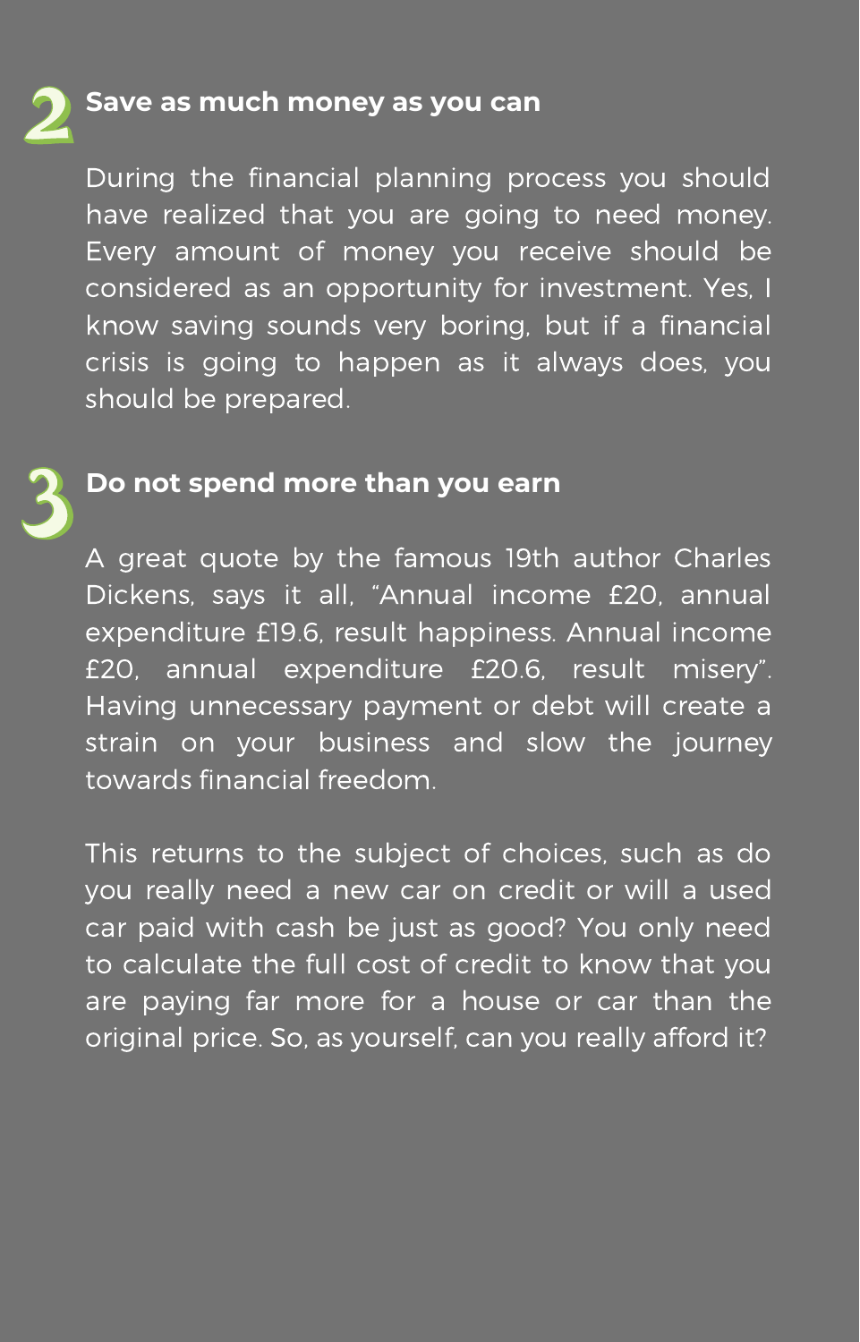## 2 Save as much money as you can

During the financial planning process you should have realized that you are going to need money. Every amount of money you receive should be considered as an opportunity for investment. Yes, I know saving sounds very boring, but if a financial crisis is going to happen as it always does, you should be prepared.

## 3 Do not spend more than you earn

A great quote by the famous 19th author Charles Dickens, says it all, "Annual income £20, annual expenditure £19.6, result happiness. Annual income £20, annual expenditure £20.6, result misery". Having unnecessary payment or debt will create a strain on your business and slow the journey towards financial freedom.

This returns to the subject of choices, such as do you really need a new car on credit or will a used car paid with cash be just as good? You only need to calculate the full cost of credit to know that you are paying far more for a house or car than the original price. So, as yourself, can you really afford it?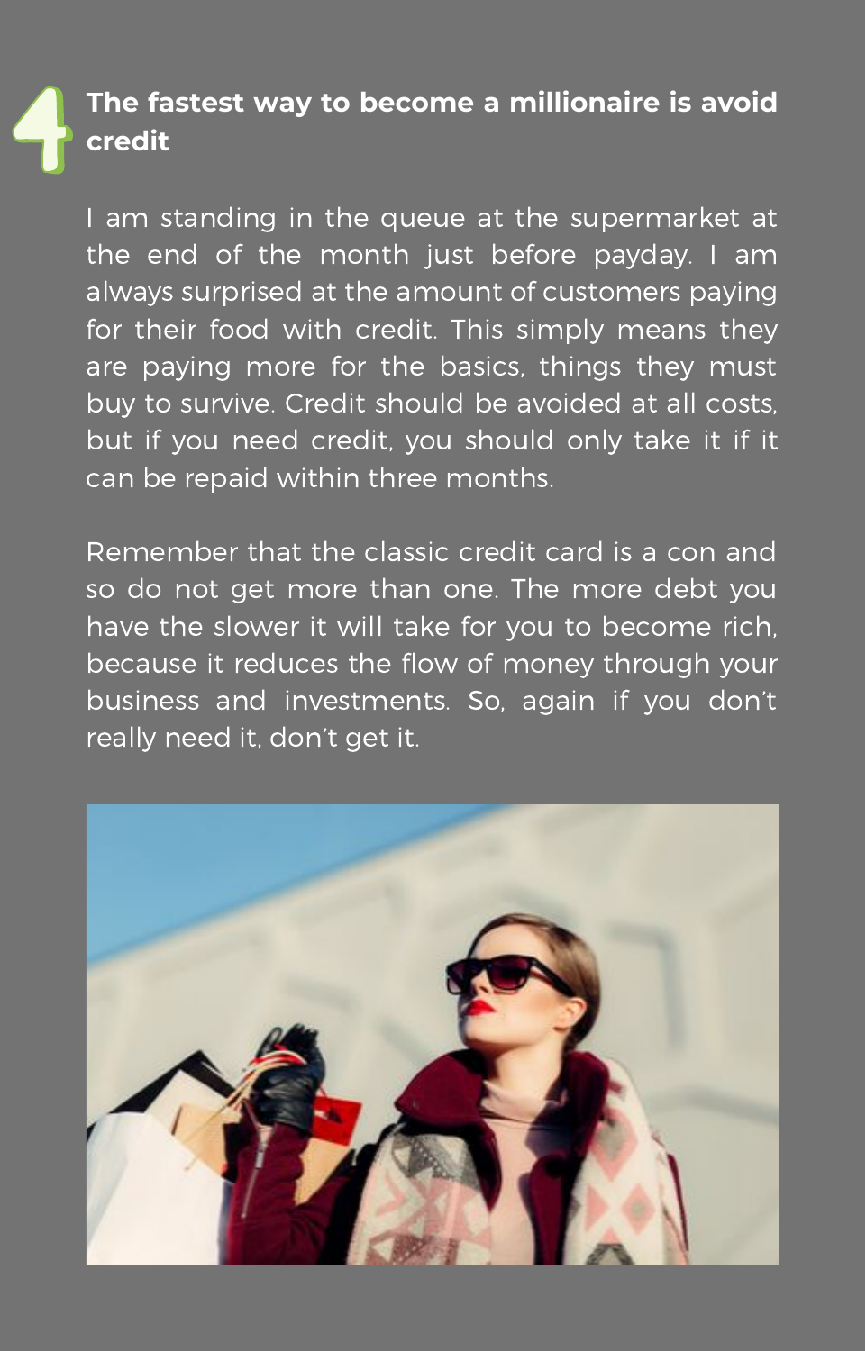## 4 The fastest way to become a millionaire is avoid credit

I am standing in the queue at the supermarket at the end of the month just before payday. I am always surprised at the amount of customers paying for their food with credit. This simply means they are paying more for the basics, things they must buy to survive. Credit should be avoided at all costs, but if you need credit, you should only take it if it can be repaid within three months.

Remember that the classic credit card is a con and so do not get more than one. The more debt you have the slower it will take for you to become rich, because it reduces the flow of money through your business and investments. So, again if you don't really need it, don't get it.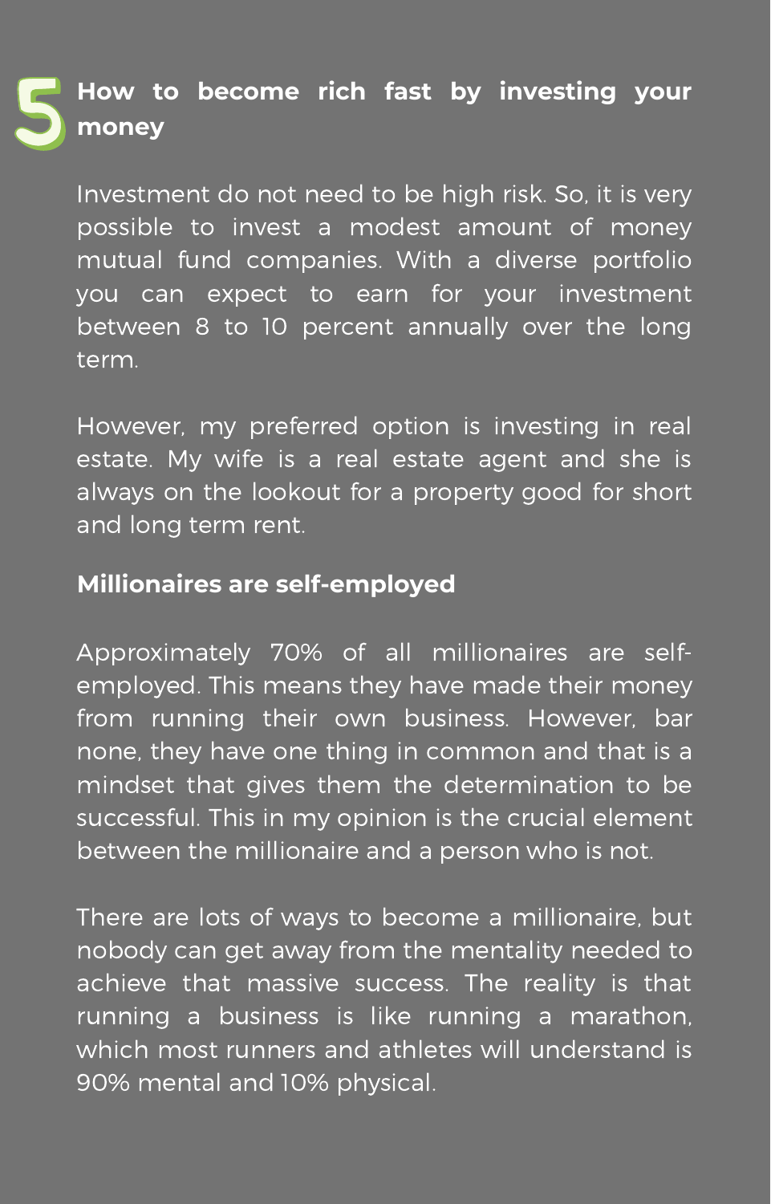## 5 How to become rich fast by investing your money

Investment do not need to be high risk. So, it is very possible to invest a modest amount of money mutual fund companies. With a diverse portfolio you can expect to earn for your investment between 8 to 10 percent annually over the long term.

However, my preferred option is investing in real estate. My wife is a real estate agent and she is always on the lookout for a property good for short and long term rent.

**Millionaires are self-employed**

Approximately 70% of all millionaires are self-employed. This means they have made their money from running their own business. However, bar none, they have one thing in common and that is a mindset that gives them the determination to be successful. This in my opinion is the crucial element between the millionaire and a person who is not.

There are lots of ways to become a millionaire, but nobody can get away from the mentality needed to achieve that massive success. The reality is that running a business is like running a marathon, which most runners and athletes will understand is 90% mental and 10% physical.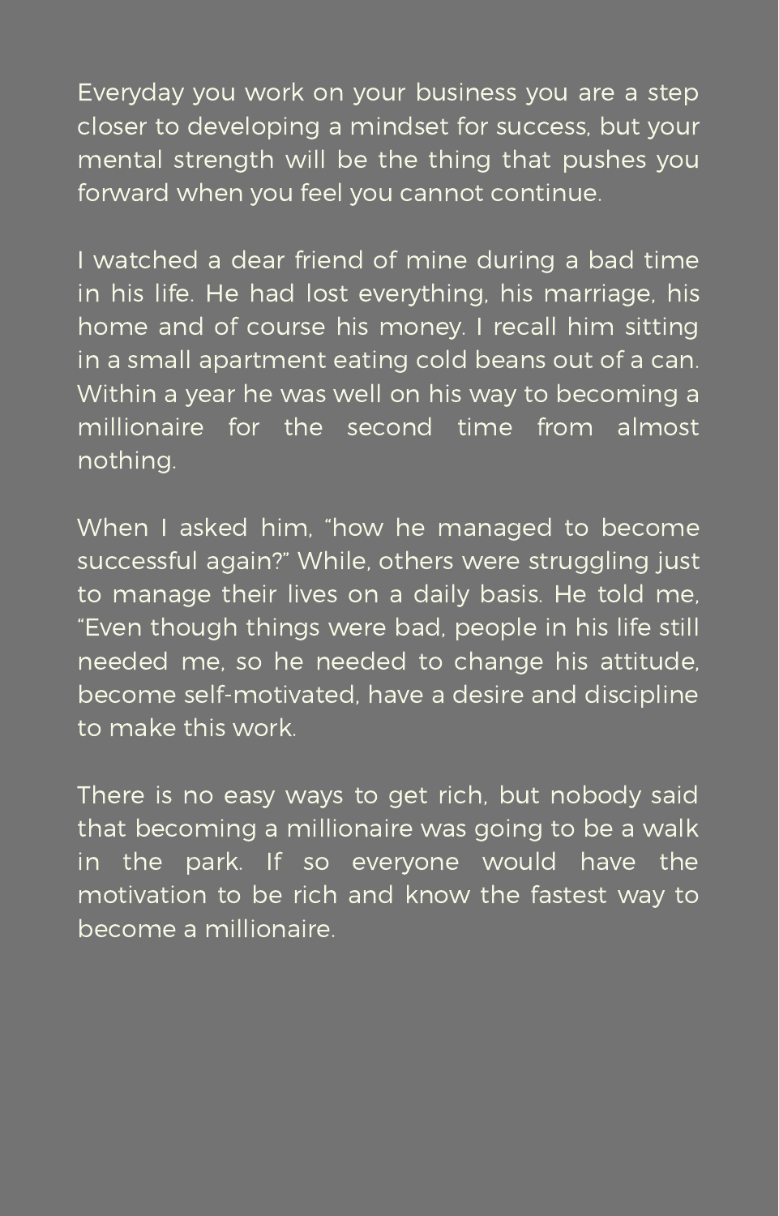Everyday you work on your business you are a step closer to developing a mindset for success, but your mental strength will be the thing that pushes you forward when you feel you cannot continue.

I watched a dear friend of mine during a bad time in his life. He had lost everything, his marriage, his home and of course his money. I recall him sitting in a small apartment eating cold beans out of a can. Within a year he was well on his way to becoming a millionaire for the second time from almost nothing.

When I asked him, "how he managed to become successful again?" While, others were struggling just to manage their lives on a daily basis. He told me, "Even though things were bad, people in his life still needed me, so he needed to change his attitude, become self-motivated, have a desire and discipline to make this work.

There is no easy ways to get rich, but nobody said that becoming a millionaire was going to be a walk in the park. If so everyone would have the motivation to be rich and know the fastest way to become a millionaire.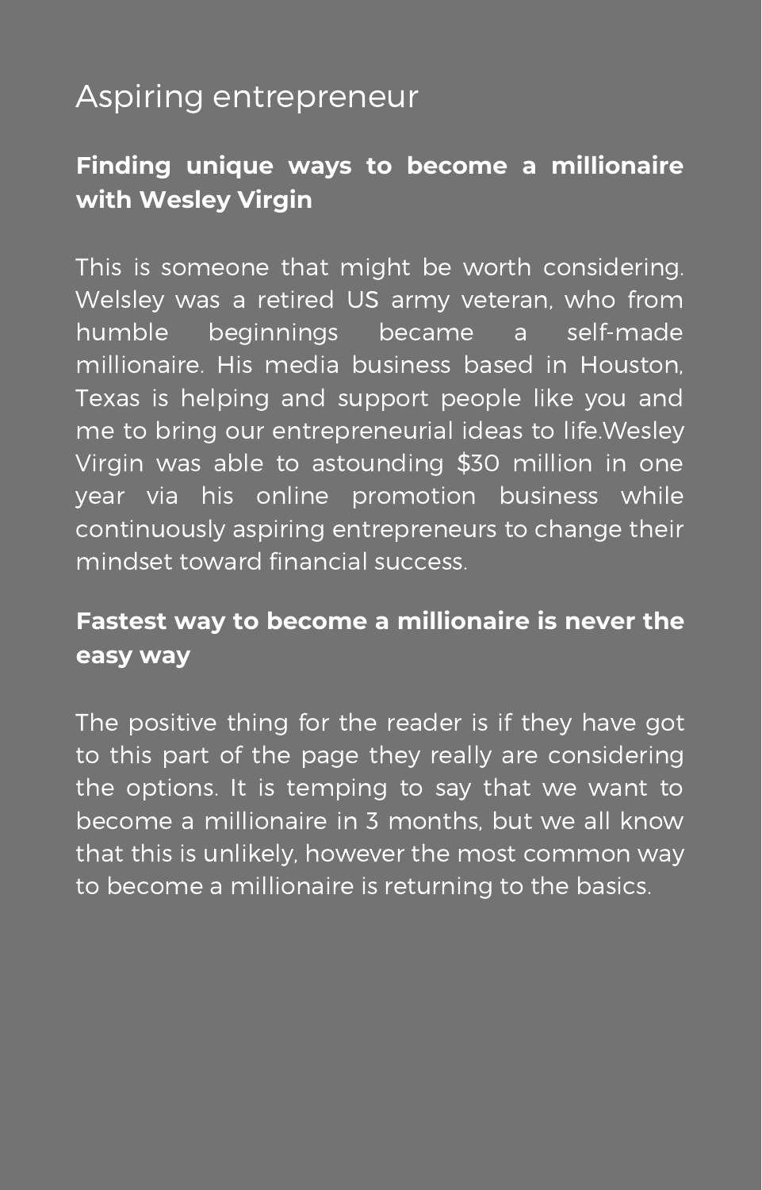# Aspiring entrepreneur

**Finding unique ways to become a millionaire with Wesley Virgin**

This is someone that might be worth considering. Welsley was a retired US army veteran, who from humble beginnings became a self-made millionaire. His media business based in Houston, Texas is helping and support people like you and me to bring our entrepreneurial ideas to life.Wesley Virgin was able to astounding $30 million in one year via his online promotion business while continuously aspiring entrepreneurs to change their mindset toward financial success.

**Fastest way to become a millionaire is never the easy way**

The positive thing for the reader is if they have got to this part of the page they really are considering the options. It is temping to say that we want to become a millionaire in 3 months, but we all know that this is unlikely, however the most common way to become a millionaire is returning to the basics.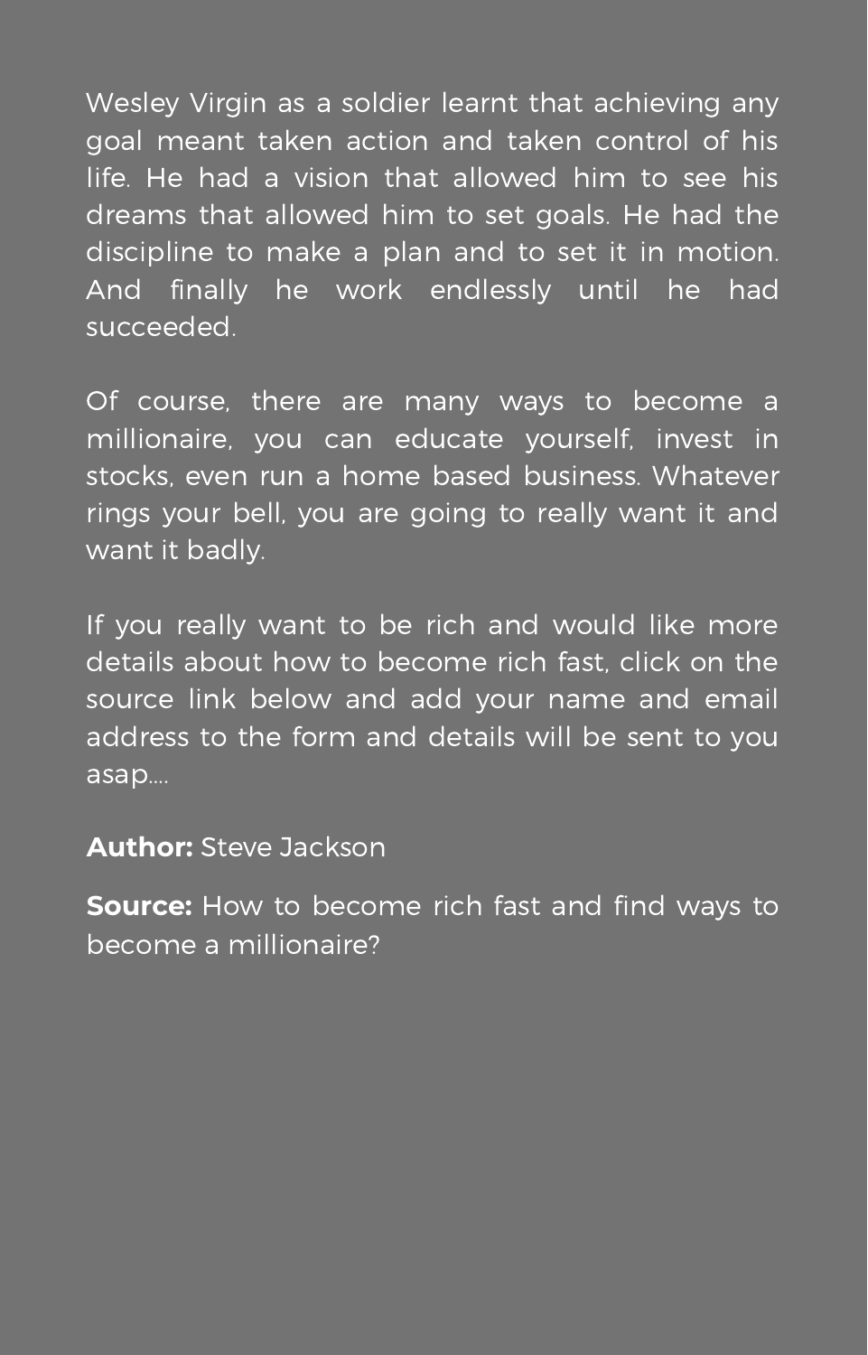Wesley Virgin as a soldier learnt that achieving any goal meant taken action and taken control of his life. He had a vision that allowed him to see his dreams that allowed him to set goals. He had the discipline to make a plan and to set it in motion. And finally he work endlessly until he had succeeded.

Of course, there are many ways to become a millionaire, you can educate yourself, invest in stocks, even run a home based business. Whatever rings your bell, you are going to really want it and want it badly.

If you really want to be rich and would like more details about how to become rich fast, click on the source link below and add your name and email address to the form and details will be sent to you asap....

**Author:** Steve Jackson

**Source:** How to become rich fast and find ways to become a millionaire?